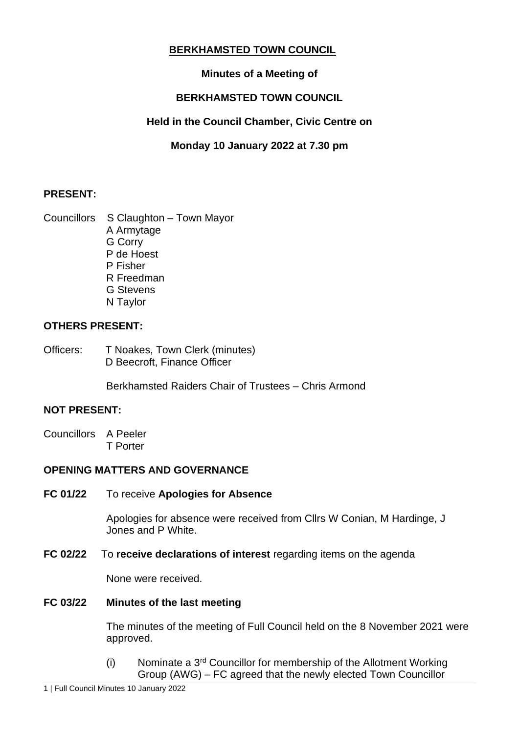# BERKHAMSTED TOWN COUNCIL

**Minutes of a Meeting of**

**BERKHAMSTED TOWN COUNCIL**

**Held in the Council Chamber, Civic Centre on**

**Monday 10 January 2022 at 7.30 pm**

## PRESENT:

Councillors S Claughton – Town Mayor
A Armytage
G Corry
P de Hoest
P Fisher
R Freedman
G Stevens
N Taylor

## OTHERS PRESENT:

Officers: T Noakes, Town Clerk (minutes)
D Beecroft, Finance Officer

Berkhamsted Raiders Chair of Trustees – Chris Armond

## NOT PRESENT:

Councillors A Peeler
T Porter

## OPENING MATTERS AND GOVERNANCE

**FC 01/22** To receive **Apologies for Absence**

Apologies for absence were received from Cllrs W Conian, M Hardinge, J Jones and P White.

**FC 02/22** To **receive declarations of interest** regarding items on the agenda

None were received.

**FC 03/22** **Minutes of the last meeting**

The minutes of the meeting of Full Council held on the 8 November 2021 were approved.

(i) Nominate a 3rd Councillor for membership of the Allotment Working Group (AWG) – FC agreed that the newly elected Town Councillor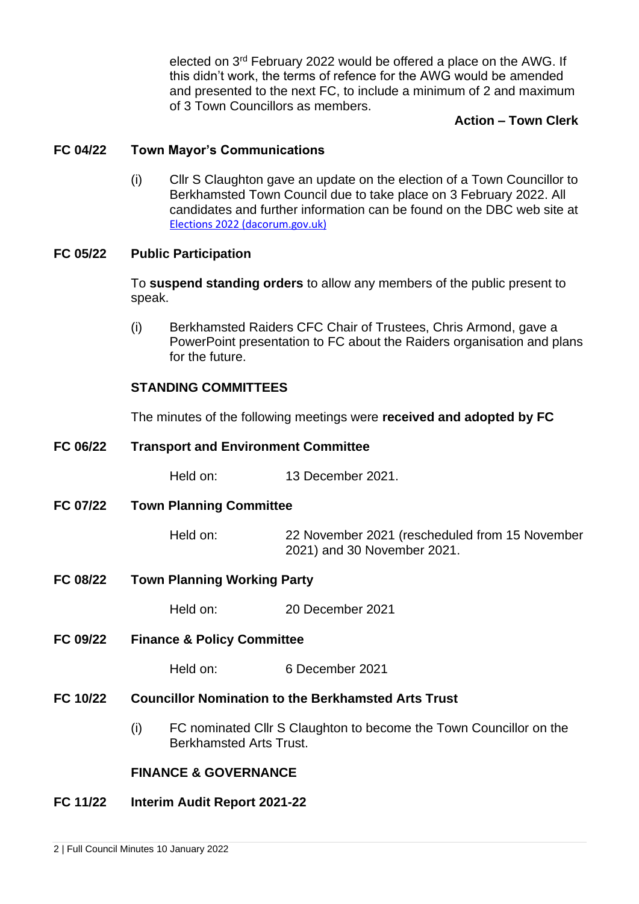elected on 3rd February 2022 would be offered a place on the AWG. If this didn't work, the terms of refence for the AWG would be amended and presented to the next FC, to include a minimum of 2 and maximum of 3 Town Councillors as members.

**Action – Town Clerk**

## FC 04/22 Town Mayor's Communications

(i) Cllr S Claughton gave an update on the election of a Town Councillor to Berkhamsted Town Council due to take place on 3 February 2022. All candidates and further information can be found on the DBC web site at [Elections 2022 (dacorum.gov.uk)]

## FC 05/22 Public Participation

To **suspend standing orders** to allow any members of the public present to speak.

(i) Berkhamsted Raiders CFC Chair of Trustees, Chris Armond, gave a PowerPoint presentation to FC about the Raiders organisation and plans for the future.

## STANDING COMMITTEES

The minutes of the following meetings were **received and adopted by FC**

## FC 06/22 Transport and Environment Committee

Held on: 13 December 2021.

## FC 07/22 Town Planning Committee

Held on: 22 November 2021 (rescheduled from 15 November 2021) and 30 November 2021.

## FC 08/22 Town Planning Working Party

Held on: 20 December 2021

## FC 09/22 Finance & Policy Committee

Held on: 6 December 2021

## FC 10/22 Councillor Nomination to the Berkhamsted Arts Trust

(i) FC nominated Cllr S Claughton to become the Town Councillor on the Berkhamsted Arts Trust.

## FINANCE & GOVERNANCE

## FC 11/22 Interim Audit Report 2021-22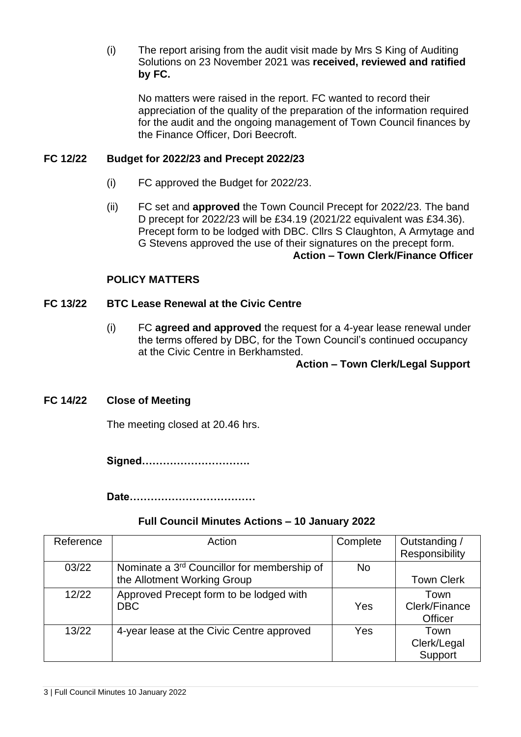(i) The report arising from the audit visit made by Mrs S King of Auditing Solutions on 23 November 2021 was **received, reviewed and ratified by FC.**

No matters were raised in the report. FC wanted to record their appreciation of the quality of the preparation of the information required for the audit and the ongoing management of Town Council finances by the Finance Officer, Dori Beecroft.

**FC 12/22 Budget for 2022/23 and Precept 2022/23**

(i) FC approved the Budget for 2022/23.

(ii) FC set and **approved** the Town Council Precept for 2022/23. The band D precept for 2022/23 will be £34.19 (2021/22 equivalent was £34.36). Precept form to be lodged with DBC. Cllrs S Claughton, A Armytage and G Stevens approved the use of their signatures on the precept form.

**Action – Town Clerk/Finance Officer**

**POLICY MATTERS**

**FC 13/22 BTC Lease Renewal at the Civic Centre**

(i) FC **agreed and approved** the request for a 4-year lease renewal under the terms offered by DBC, for the Town Council's continued occupancy at the Civic Centre in Berkhamsted.

**Action – Town Clerk/Legal Support**

**FC 14/22 Close of Meeting**

The meeting closed at 20.46 hrs.

**Signed………………………….**

**Date………………………………**

**Full Council Minutes Actions – 10 January 2022**

| Reference | Action | Complete | Outstanding / Responsibility |
|---|---|---|---|
| 03/22 | Nominate a 3rd Councillor for membership of the Allotment Working Group | No | Town Clerk |
| 12/22 | Approved Precept form to be lodged with DBC | Yes | Town Clerk/Finance Officer |
| 13/22 | 4-year lease at the Civic Centre approved | Yes | Town Clerk/Legal Support |